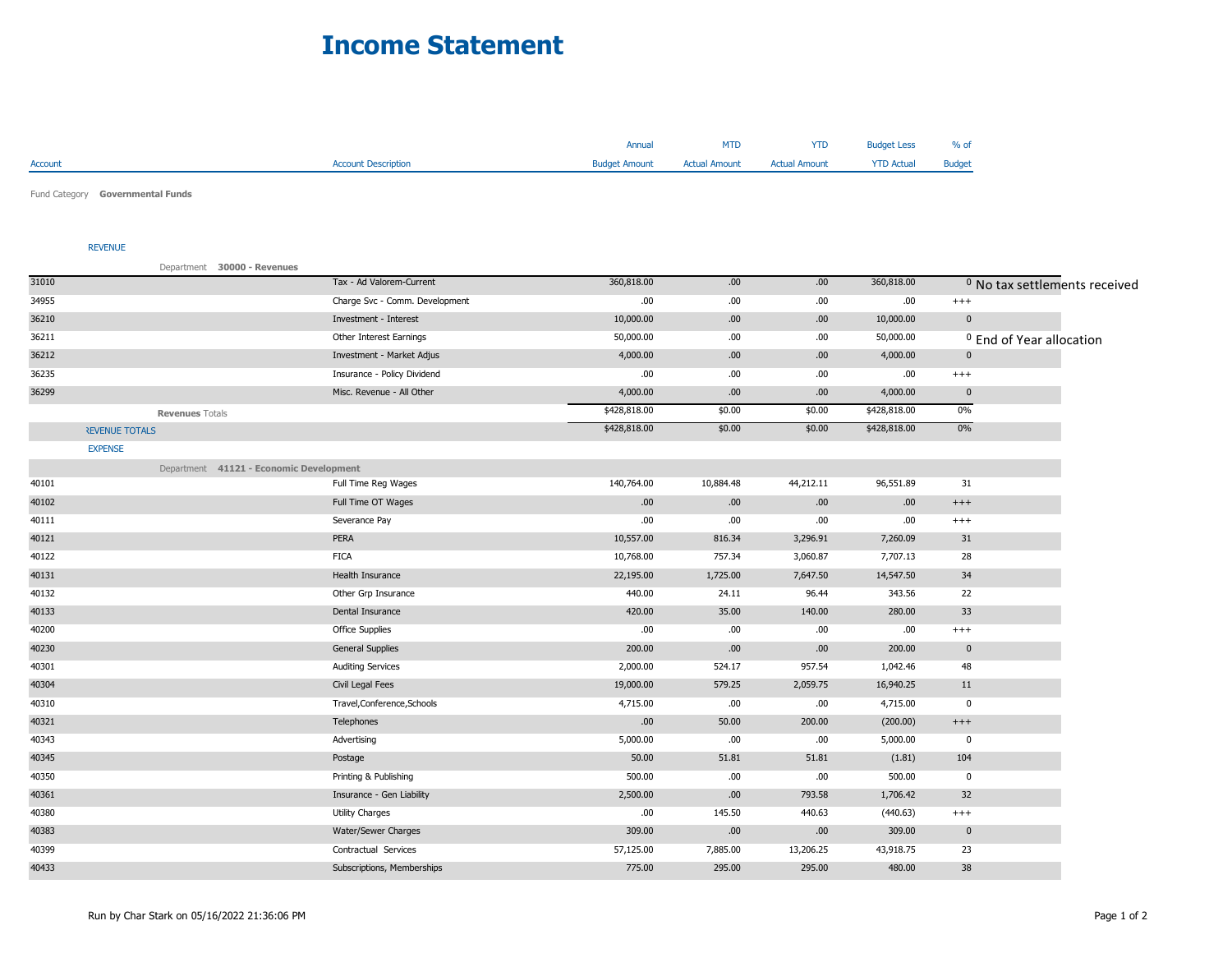# Income Statement

| Account | Account Description | Annual Budget Amount | MTD Actual Amount | YTD Actual Amount | Budget Less YTD Actual | % of Budget | |
|---|---|---|---|---|---|---|---|
| Fund Category **Governmental Funds** | | | | | | | |
| REVENUE | | | | | | | |
| Department **30000 - Revenues** | | | | | | | |
| 31010 | Tax - Ad Valorem-Current | 360,818.00 | .00 | .00 | 360,818.00 | 0 | No tax settlements received |
| 34955 | Charge Svc - Comm. Development | .00 | .00 | .00 | .00 | +++ | |
| 36210 | Investment - Interest | 10,000.00 | .00 | .00 | 10,000.00 | 0 | |
| 36211 | Other Interest Earnings | 50,000.00 | .00 | .00 | 50,000.00 | 0 | End of Year allocation |
| 36212 | Investment - Market Adjus | 4,000.00 | .00 | .00 | 4,000.00 | 0 | |
| 36235 | Insurance - Policy Dividend | .00 | .00 | .00 | .00 | +++ | |
| 36299 | Misc. Revenue - All Other | 4,000.00 | .00 | .00 | 4,000.00 | 0 | |
| **Revenues** Totals | | $428,818.00 | $0.00 | $0.00 | $428,818.00 | 0% | |
| REVENUE TOTALS | | $428,818.00 | $0.00 | $0.00 | $428,818.00 | 0% | |
| EXPENSE | | | | | | | |
| Department **41121 - Economic Development** | | | | | | | |
| 40101 | Full Time Reg Wages | 140,764.00 | 10,884.48 | 44,212.11 | 96,551.89 | 31 | |
| 40102 | Full Time OT Wages | .00 | .00 | .00 | .00 | +++ | |
| 40111 | Severance Pay | .00 | .00 | .00 | .00 | +++ | |
| 40121 | PERA | 10,557.00 | 816.34 | 3,296.91 | 7,260.09 | 31 | |
| 40122 | FICA | 10,768.00 | 757.34 | 3,060.87 | 7,707.13 | 28 | |
| 40131 | Health Insurance | 22,195.00 | 1,725.00 | 7,647.50 | 14,547.50 | 34 | |
| 40132 | Other Grp Insurance | 440.00 | 24.11 | 96.44 | 343.56 | 22 | |
| 40133 | Dental Insurance | 420.00 | 35.00 | 140.00 | 280.00 | 33 | |
| 40200 | Office Supplies | .00 | .00 | .00 | .00 | +++ | |
| 40230 | General Supplies | 200.00 | .00 | .00 | 200.00 | 0 | |
| 40301 | Auditing Services | 2,000.00 | 524.17 | 957.54 | 1,042.46 | 48 | |
| 40304 | Civil Legal Fees | 19,000.00 | 579.25 | 2,059.75 | 16,940.25 | 11 | |
| 40310 | Travel,Conference,Schools | 4,715.00 | .00 | .00 | 4,715.00 | 0 | |
| 40321 | Telephones | .00 | 50.00 | 200.00 | (200.00) | +++ | |
| 40343 | Advertising | 5,000.00 | .00 | .00 | 5,000.00 | 0 | |
| 40345 | Postage | 50.00 | 51.81 | 51.81 | (1.81) | 104 | |
| 40350 | Printing & Publishing | 500.00 | .00 | .00 | 500.00 | 0 | |
| 40361 | Insurance - Gen Liability | 2,500.00 | .00 | 793.58 | 1,706.42 | 32 | |
| 40380 | Utility Charges | .00 | 145.50 | 440.63 | (440.63) | +++ | |
| 40383 | Water/Sewer Charges | 309.00 | .00 | .00 | 309.00 | 0 | |
| 40399 | Contractual Services | 57,125.00 | 7,885.00 | 13,206.25 | 43,918.75 | 23 | |
| 40433 | Subscriptions, Memberships | 775.00 | 295.00 | 295.00 | 480.00 | 38 | |

Run by Char Stark on 05/16/2022 21:36:06 PM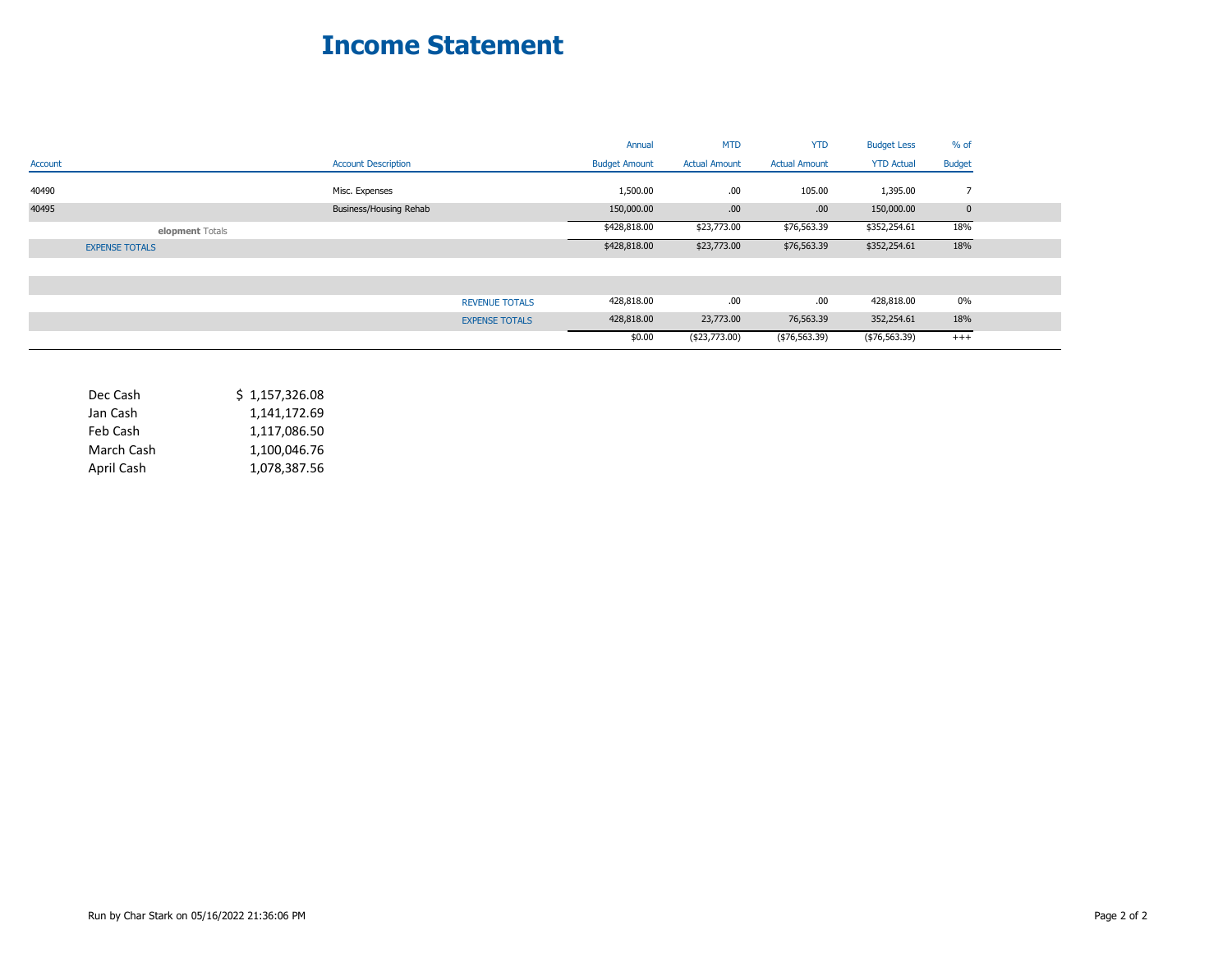# Income Statement

| Account | Account Description | Annual Budget Amount | MTD Actual Amount | YTD Actual Amount | Budget Less YTD Actual | % of Budget |
|---|---|---|---|---|---|---|
| 40490 | Misc. Expenses | 1,500.00 | .00 | 105.00 | 1,395.00 | 7 |
| 40495 | Business/Housing Rehab | 150,000.00 | .00 | .00 | 150,000.00 | 0 |
| **elopment** Totals | | $428,818.00 | $23,773.00 | $76,563.39 | $352,254.61 | 18% |
| EXPENSE TOTALS | | $428,818.00 | $23,773.00 | $76,563.39 | $352,254.61 | 18% |
| | | | | | | |
| | REVENUE TOTALS | 428,818.00 | .00 | .00 | 428,818.00 | 0% |
| | EXPENSE TOTALS | 428,818.00 | 23,773.00 | 76,563.39 | 352,254.61 | 18% |
| | | $0.00 | ($23,773.00) | ($76,563.39) | ($76,563.39) | +++ |

| | |
|---|---|
| Dec Cash | $ 1,157,326.08 |
| Jan Cash | 1,141,172.69 |
| Feb Cash | 1,117,086.50 |
| March Cash | 1,100,046.76 |
| April Cash | 1,078,387.56 |

Run by Char Stark on 05/16/2022 21:36:06 PM